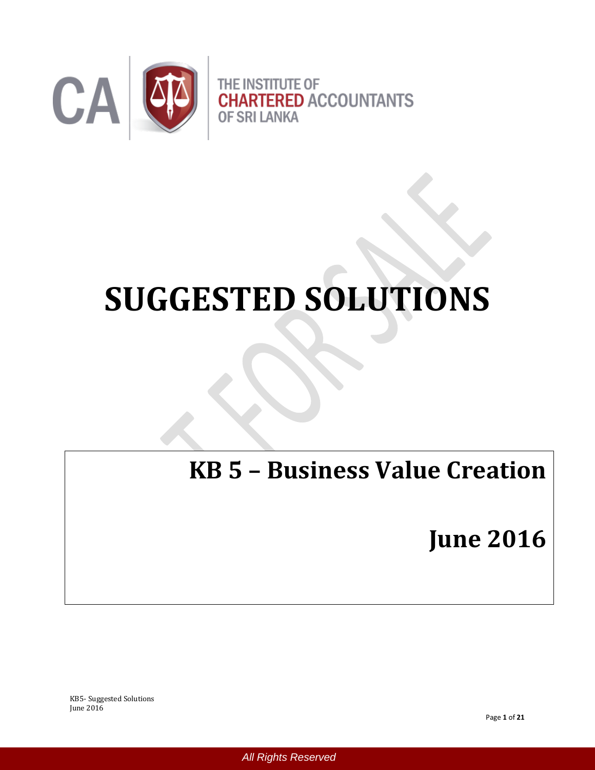THE INSTITUTE OF CHARTERED ACCOUNTANTS OF SRI LANKA

# SUGGESTED SOLUTIONS

## KB 5 – Business Value Creation

## June 2016

All Rights Reserved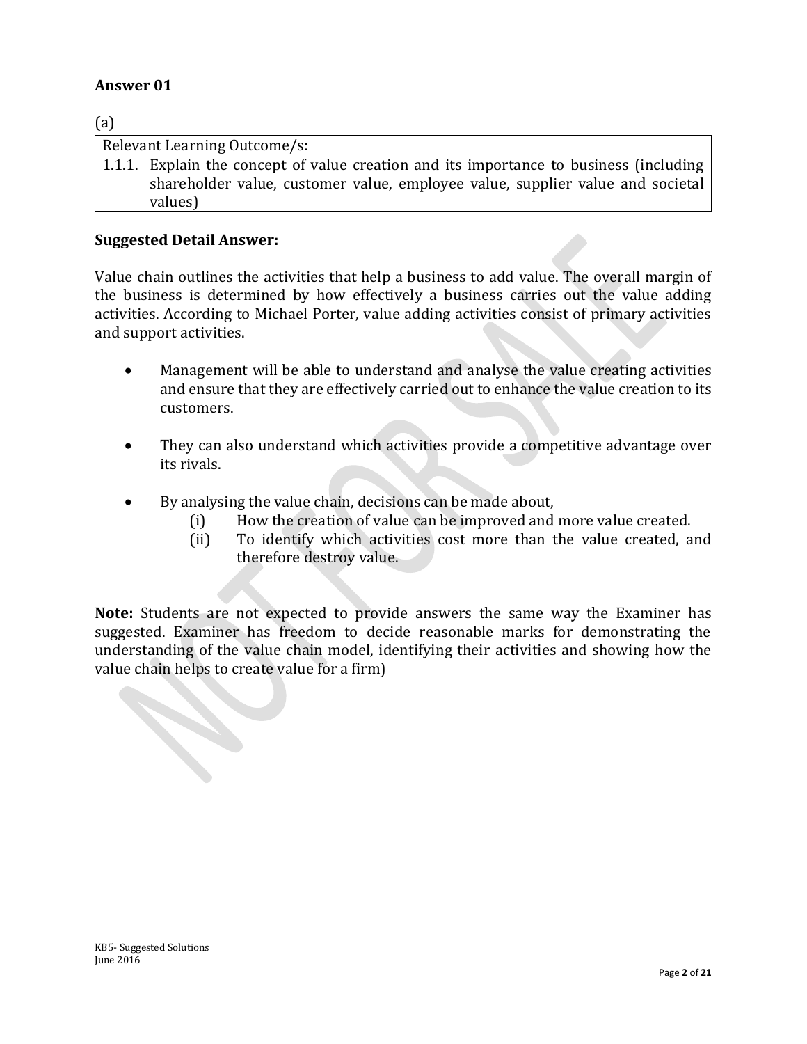## Answer 01

(a)

| Relevant Learning Outcome/s: |
|---|
| 1.1.1. Explain the concept of value creation and its importance to business (including shareholder value, customer value, employee value, supplier value and societal values) |

**Suggested Detail Answer:**

Value chain outlines the activities that help a business to add value. The overall margin of the business is determined by how effectively a business carries out the value adding activities. According to Michael Porter, value adding activities consist of primary activities and support activities.

- Management will be able to understand and analyse the value creating activities and ensure that they are effectively carried out to enhance the value creation to its customers.

- They can also understand which activities provide a competitive advantage over its rivals.

- By analysing the value chain, decisions can be made about,
  - (i) How the creation of value can be improved and more value created.
  - (ii) To identify which activities cost more than the value created, and therefore destroy value.

**Note:** Students are not expected to provide answers the same way the Examiner has suggested. Examiner has freedom to decide reasonable marks for demonstrating the understanding of the value chain model, identifying their activities and showing how the value chain helps to create value for a firm)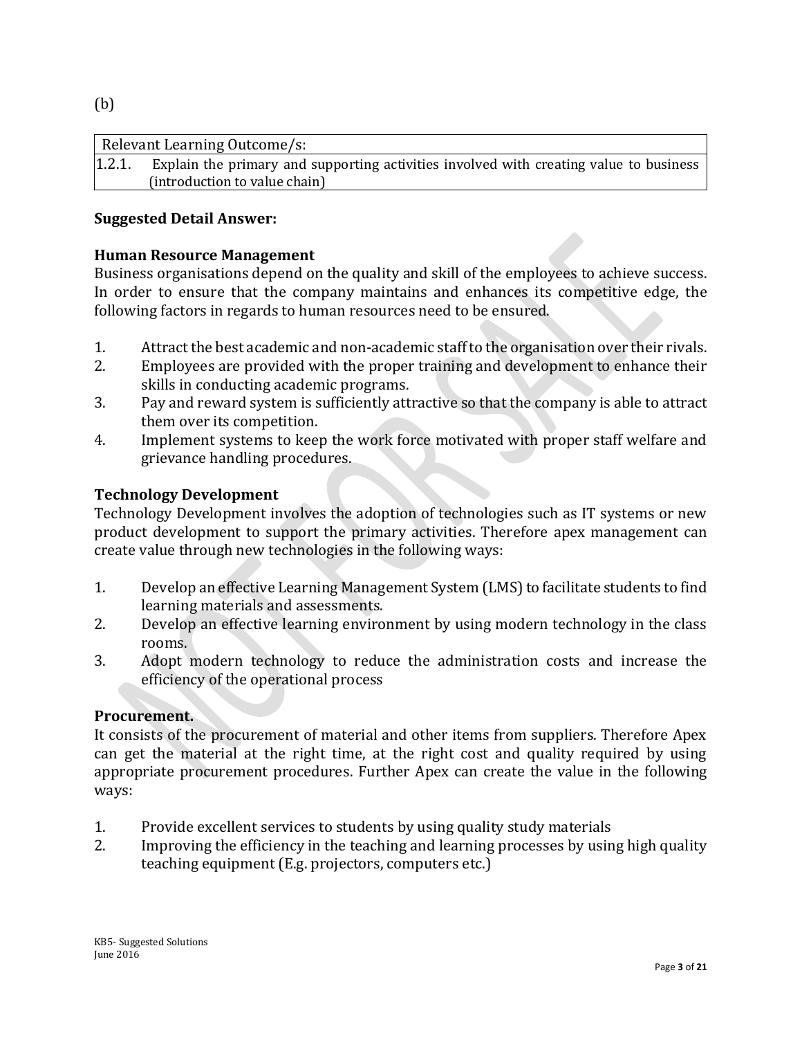(b)

| Relevant Learning Outcome/s: |
| --- |
| 1.2.1. Explain the primary and supporting activities involved with creating value to business (introduction to value chain) |

**Suggested Detail Answer:**

**Human Resource Management**

Business organisations depend on the quality and skill of the employees to achieve success. In order to ensure that the company maintains and enhances its competitive edge, the following factors in regards to human resources need to be ensured.

1. Attract the best academic and non-academic staff to the organisation over their rivals.
2. Employees are provided with the proper training and development to enhance their skills in conducting academic programs.
3. Pay and reward system is sufficiently attractive so that the company is able to attract them over its competition.
4. Implement systems to keep the work force motivated with proper staff welfare and grievance handling procedures.

**Technology Development**

Technology Development involves the adoption of technologies such as IT systems or new product development to support the primary activities. Therefore apex management can create value through new technologies in the following ways:

1. Develop an effective Learning Management System (LMS) to facilitate students to find learning materials and assessments.
2. Develop an effective learning environment by using modern technology in the class rooms.
3. Adopt modern technology to reduce the administration costs and increase the efficiency of the operational process

**Procurement.**

It consists of the procurement of material and other items from suppliers. Therefore Apex can get the material at the right time, at the right cost and quality required by using appropriate procurement procedures. Further Apex can create the value in the following ways:

1. Provide excellent services to students by using quality study materials
2. Improving the efficiency in the teaching and learning processes by using high quality teaching equipment (E.g. projectors, computers etc.)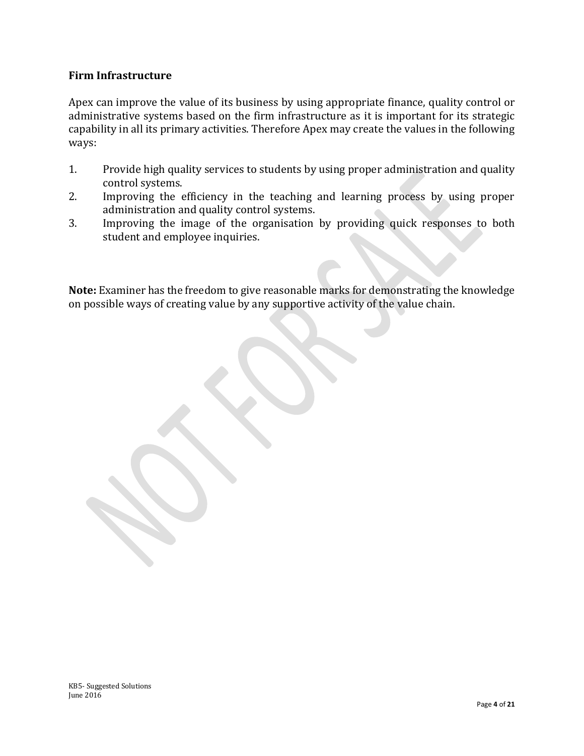**Firm Infrastructure**

Apex can improve the value of its business by using appropriate finance, quality control or administrative systems based on the firm infrastructure as it is important for its strategic capability in all its primary activities. Therefore Apex may create the values in the following ways:

1. Provide high quality services to students by using proper administration and quality control systems.
2. Improving the efficiency in the teaching and learning process by using proper administration and quality control systems.
3. Improving the image of the organisation by providing quick responses to both student and employee inquiries.

**Note:** Examiner has the freedom to give reasonable marks for demonstrating the knowledge on possible ways of creating value by any supportive activity of the value chain.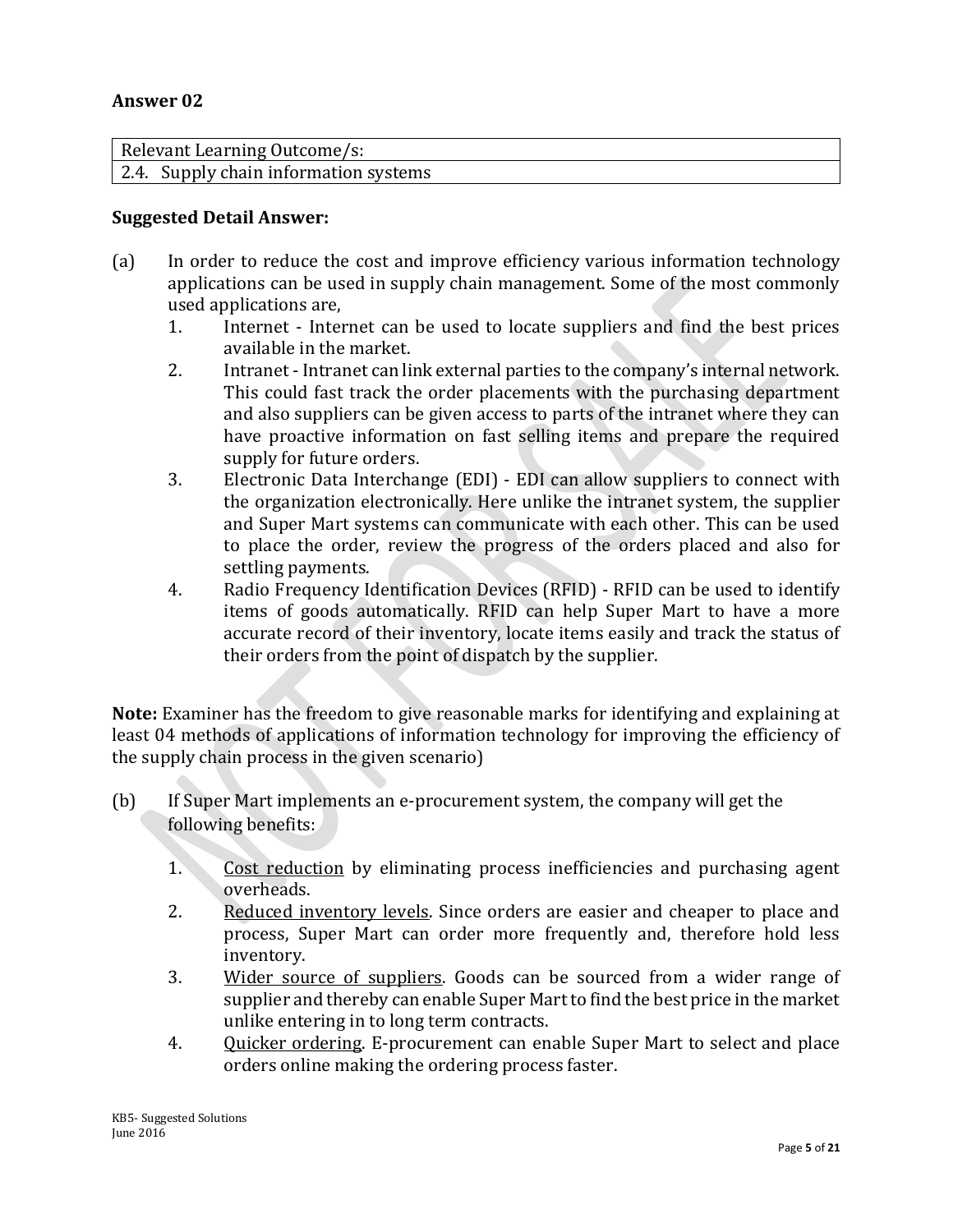## Answer 02

| Relevant Learning Outcome/s: |
|---|
| 2.4. Supply chain information systems |

**Suggested Detail Answer:**

(a) In order to reduce the cost and improve efficiency various information technology applications can be used in supply chain management. Some of the most commonly used applications are,

1. Internet - Internet can be used to locate suppliers and find the best prices available in the market.
2. Intranet - Intranet can link external parties to the company's internal network. This could fast track the order placements with the purchasing department and also suppliers can be given access to parts of the intranet where they can have proactive information on fast selling items and prepare the required supply for future orders.
3. Electronic Data Interchange (EDI) - EDI can allow suppliers to connect with the organization electronically. Here unlike the intranet system, the supplier and Super Mart systems can communicate with each other. This can be used to place the order, review the progress of the orders placed and also for settling payments.
4. Radio Frequency Identification Devices (RFID) - RFID can be used to identify items of goods automatically. RFID can help Super Mart to have a more accurate record of their inventory, locate items easily and track the status of their orders from the point of dispatch by the supplier.

**Note:** Examiner has the freedom to give reasonable marks for identifying and explaining at least 04 methods of applications of information technology for improving the efficiency of the supply chain process in the given scenario)

(b) If Super Mart implements an e-procurement system, the company will get the following benefits:

1. Cost reduction by eliminating process inefficiencies and purchasing agent overheads.
2. Reduced inventory levels. Since orders are easier and cheaper to place and process, Super Mart can order more frequently and, therefore hold less inventory.
3. Wider source of suppliers. Goods can be sourced from a wider range of supplier and thereby can enable Super Mart to find the best price in the market unlike entering in to long term contracts.
4. Quicker ordering. E-procurement can enable Super Mart to select and place orders online making the ordering process faster.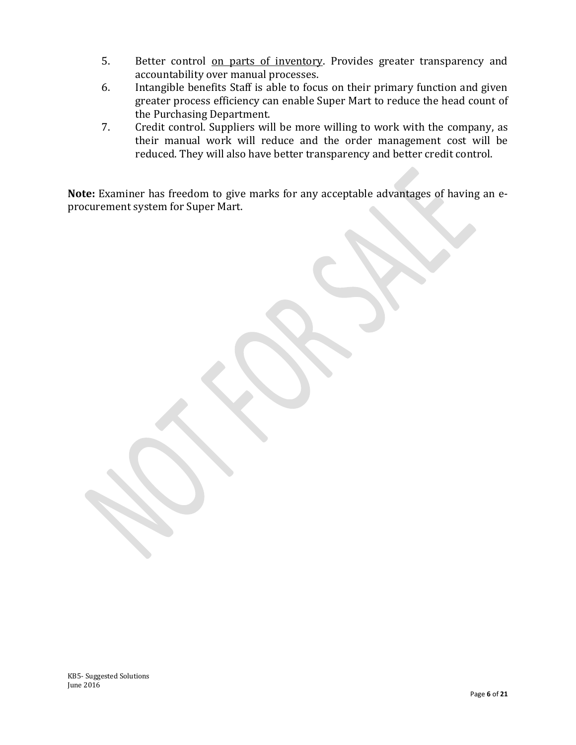5. Better control <u>on parts of inventory</u>. Provides greater transparency and accountability over manual processes.
6. Intangible benefits Staff is able to focus on their primary function and given greater process efficiency can enable Super Mart to reduce the head count of the Purchasing Department.
7. Credit control. Suppliers will be more willing to work with the company, as their manual work will reduce and the order management cost will be reduced. They will also have better transparency and better credit control.

**Note:** Examiner has freedom to give marks for any acceptable advantages of having an e-procurement system for Super Mart.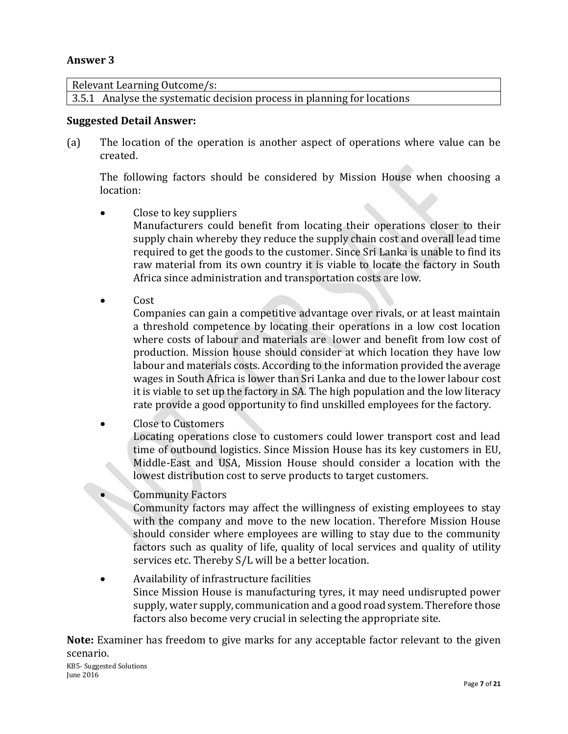## Answer 3

| Relevant Learning Outcome/s: |
|---|
| 3.5.1 Analyse the systematic decision process in planning for locations |

**Suggested Detail Answer:**

(a) The location of the operation is another aspect of operations where value can be created.

The following factors should be considered by Mission House when choosing a location:

- Close to key suppliers
  Manufacturers could benefit from locating their operations closer to their supply chain whereby they reduce the supply chain cost and overall lead time required to get the goods to the customer. Since Sri Lanka is unable to find its raw material from its own country it is viable to locate the factory in South Africa since administration and transportation costs are low.

- Cost
  Companies can gain a competitive advantage over rivals, or at least maintain a threshold competence by locating their operations in a low cost location where costs of labour and materials are lower and benefit from low cost of production. Mission house should consider at which location they have low labour and materials costs. According to the information provided the average wages in South Africa is lower than Sri Lanka and due to the lower labour cost it is viable to set up the factory in SA. The high population and the low literacy rate provide a good opportunity to find unskilled employees for the factory.

- Close to Customers
  Locating operations close to customers could lower transport cost and lead time of outbound logistics. Since Mission House has its key customers in EU, Middle-East and USA, Mission House should consider a location with the lowest distribution cost to serve products to target customers.

- Community Factors
  Community factors may affect the willingness of existing employees to stay with the company and move to the new location. Therefore Mission House should consider where employees are willing to stay due to the community factors such as quality of life, quality of local services and quality of utility services etc. Thereby S/L will be a better location.

- Availability of infrastructure facilities
  Since Mission House is manufacturing tyres, it may need undisrupted power supply, water supply, communication and a good road system. Therefore those factors also become very crucial in selecting the appropriate site.

**Note:** Examiner has freedom to give marks for any acceptable factor relevant to the given scenario.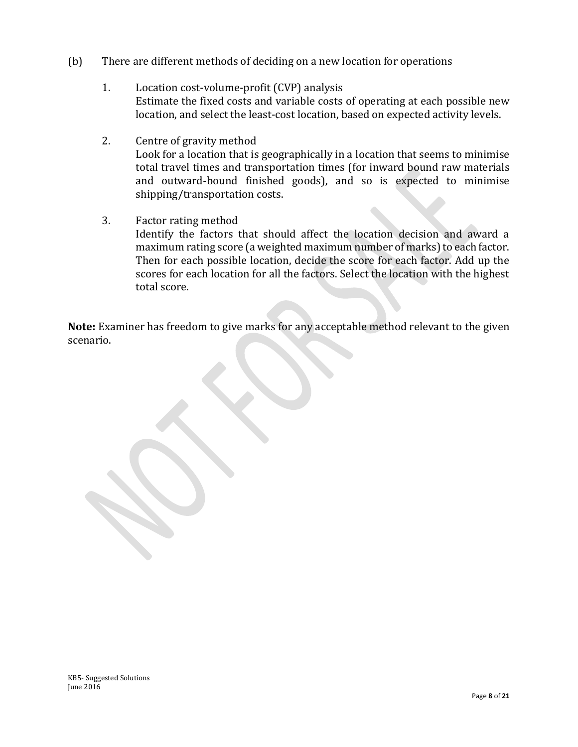(b) There are different methods of deciding on a new location for operations

1. Location cost-volume-profit (CVP) analysis
   Estimate the fixed costs and variable costs of operating at each possible new location, and select the least-cost location, based on expected activity levels.

2. Centre of gravity method
   Look for a location that is geographically in a location that seems to minimise total travel times and transportation times (for inward bound raw materials and outward-bound finished goods), and so is expected to minimise shipping/transportation costs.

3. Factor rating method
   Identify the factors that should affect the location decision and award a maximum rating score (a weighted maximum number of marks) to each factor. Then for each possible location, decide the score for each factor. Add up the scores for each location for all the factors. Select the location with the highest total score.

**Note:** Examiner has freedom to give marks for any acceptable method relevant to the given scenario.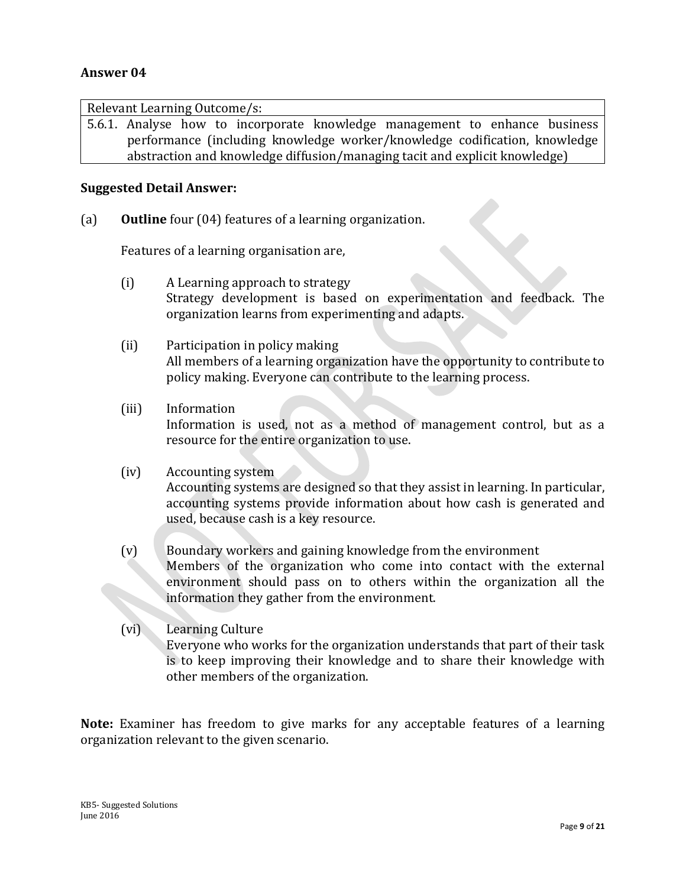## Answer 04

| Relevant Learning Outcome/s: |
| --- |
| 5.6.1. Analyse how to incorporate knowledge management to enhance business performance (including knowledge worker/knowledge codification, knowledge abstraction and knowledge diffusion/managing tacit and explicit knowledge) |

**Suggested Detail Answer:**

(a) **Outline** four (04) features of a learning organization.

Features of a learning organisation are,

(i) A Learning approach to strategy
Strategy development is based on experimentation and feedback. The organization learns from experimenting and adapts.

(ii) Participation in policy making
All members of a learning organization have the opportunity to contribute to policy making. Everyone can contribute to the learning process.

(iii) Information
Information is used, not as a method of management control, but as a resource for the entire organization to use.

(iv) Accounting system
Accounting systems are designed so that they assist in learning. In particular, accounting systems provide information about how cash is generated and used, because cash is a key resource.

(v) Boundary workers and gaining knowledge from the environment
Members of the organization who come into contact with the external environment should pass on to others within the organization all the information they gather from the environment.

(vi) Learning Culture
Everyone who works for the organization understands that part of their task is to keep improving their knowledge and to share their knowledge with other members of the organization.

**Note:** Examiner has freedom to give marks for any acceptable features of a learning organization relevant to the given scenario.

KB5- Suggested Solutions
June 2016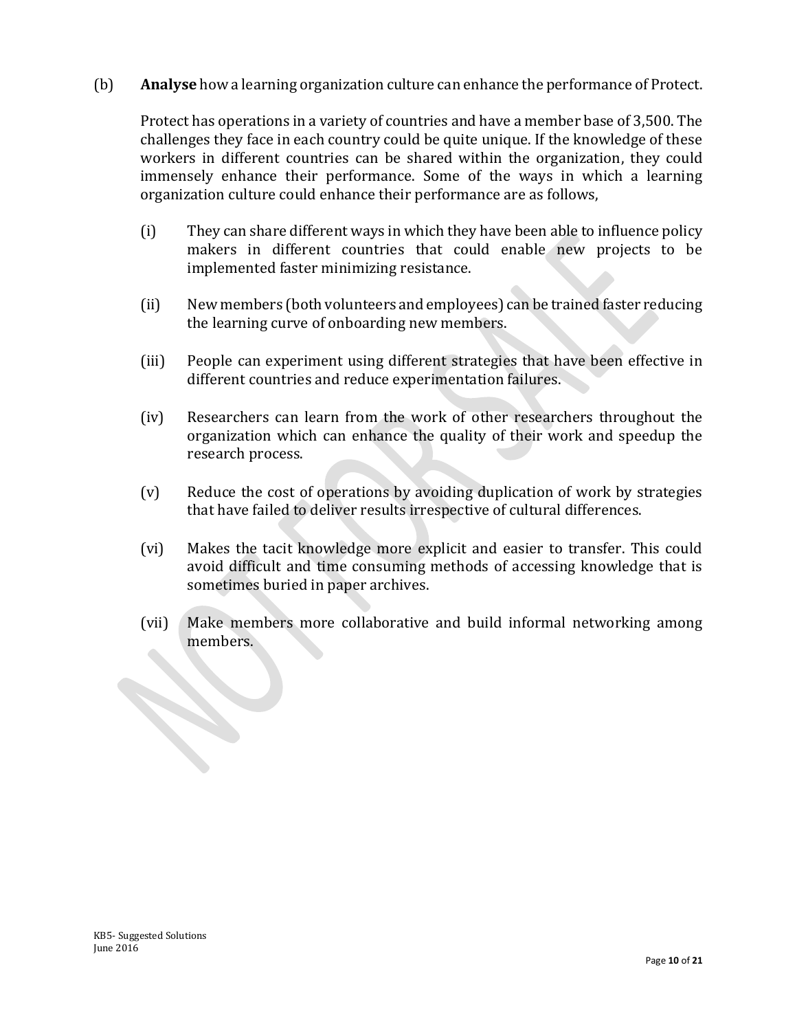(b) **Analyse** how a learning organization culture can enhance the performance of Protect.

Protect has operations in a variety of countries and have a member base of 3,500. The challenges they face in each country could be quite unique. If the knowledge of these workers in different countries can be shared within the organization, they could immensely enhance their performance. Some of the ways in which a learning organization culture could enhance their performance are as follows,

(i) They can share different ways in which they have been able to influence policy makers in different countries that could enable new projects to be implemented faster minimizing resistance.

(ii) New members (both volunteers and employees) can be trained faster reducing the learning curve of onboarding new members.

(iii) People can experiment using different strategies that have been effective in different countries and reduce experimentation failures.

(iv) Researchers can learn from the work of other researchers throughout the organization which can enhance the quality of their work and speedup the research process.

(v) Reduce the cost of operations by avoiding duplication of work by strategies that have failed to deliver results irrespective of cultural differences.

(vi) Makes the tacit knowledge more explicit and easier to transfer. This could avoid difficult and time consuming methods of accessing knowledge that is sometimes buried in paper archives.

(vii) Make members more collaborative and build informal networking among members.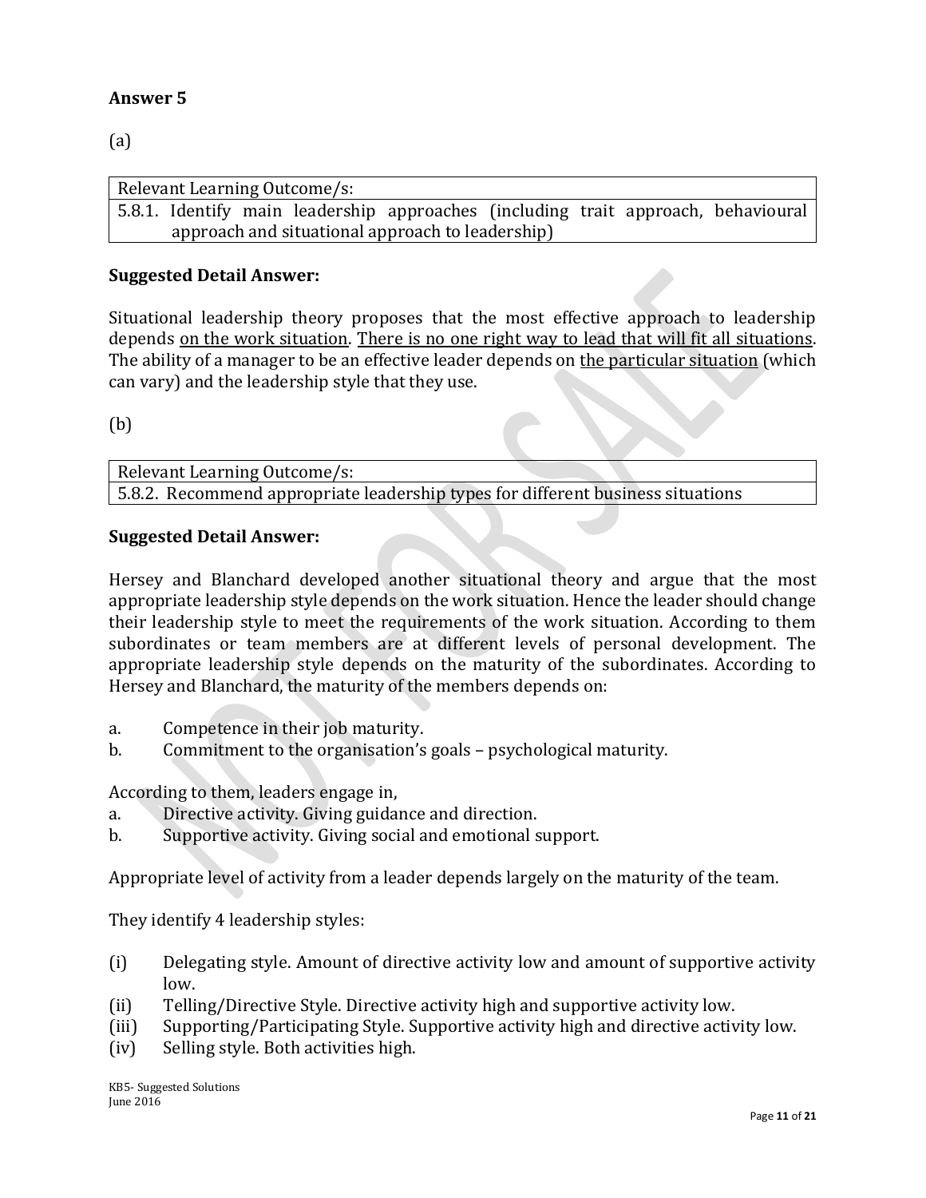## Answer 5

(a)

| Relevant Learning Outcome/s: |
|---|
| 5.8.1. Identify main leadership approaches (including trait approach, behavioural approach and situational approach to leadership) |

**Suggested Detail Answer:**

Situational leadership theory proposes that the most effective approach to leadership depends on the work situation. There is no one right way to lead that will fit all situations. The ability of a manager to be an effective leader depends on the particular situation (which can vary) and the leadership style that they use.

(b)

| Relevant Learning Outcome/s: |
|---|
| 5.8.2. Recommend appropriate leadership types for different business situations |

**Suggested Detail Answer:**

Hersey and Blanchard developed another situational theory and argue that the most appropriate leadership style depends on the work situation. Hence the leader should change their leadership style to meet the requirements of the work situation. According to them subordinates or team members are at different levels of personal development. The appropriate leadership style depends on the maturity of the subordinates. According to Hersey and Blanchard, the maturity of the members depends on:

a. Competence in their job maturity.
b. Commitment to the organisation's goals – psychological maturity.

According to them, leaders engage in,

a. Directive activity. Giving guidance and direction.
b. Supportive activity. Giving social and emotional support.

Appropriate level of activity from a leader depends largely on the maturity of the team.

They identify 4 leadership styles:

(i) Delegating style. Amount of directive activity low and amount of supportive activity low.
(ii) Telling/Directive Style. Directive activity high and supportive activity low.
(iii) Supporting/Participating Style. Supportive activity high and directive activity low.
(iv) Selling style. Both activities high.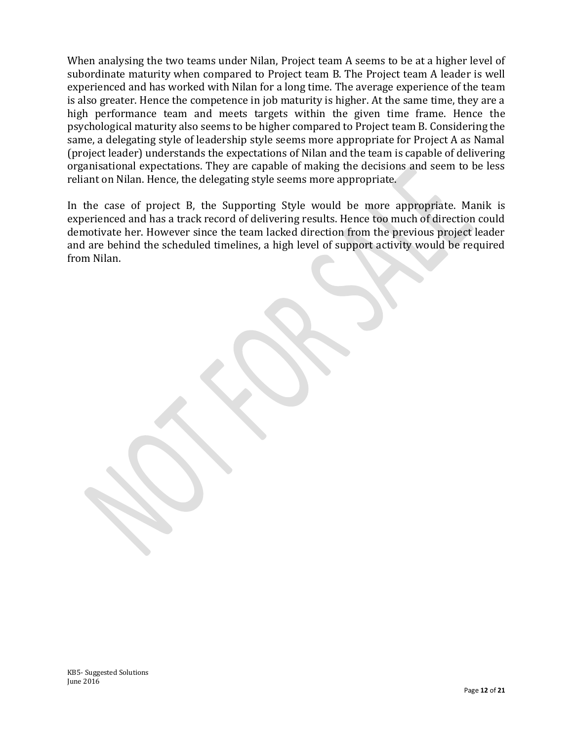When analysing the two teams under Nilan, Project team A seems to be at a higher level of subordinate maturity when compared to Project team B. The Project team A leader is well experienced and has worked with Nilan for a long time. The average experience of the team is also greater. Hence the competence in job maturity is higher. At the same time, they are a high performance team and meets targets within the given time frame. Hence the psychological maturity also seems to be higher compared to Project team B. Considering the same, a delegating style of leadership style seems more appropriate for Project A as Namal (project leader) understands the expectations of Nilan and the team is capable of delivering organisational expectations. They are capable of making the decisions and seem to be less reliant on Nilan. Hence, the delegating style seems more appropriate.

In the case of project B, the Supporting Style would be more appropriate. Manik is experienced and has a track record of delivering results. Hence too much of direction could demotivate her. However since the team lacked direction from the previous project leader and are behind the scheduled timelines, a high level of support activity would be required from Nilan.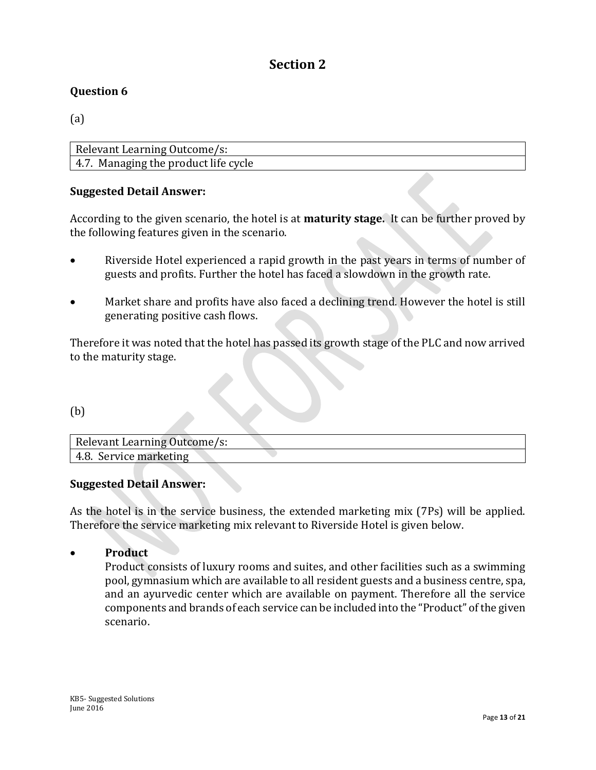# Section 2

## Question 6

(a)

| Relevant Learning Outcome/s: |
|---|
| 4.7. Managing the product life cycle |

**Suggested Detail Answer:**

According to the given scenario, the hotel is at **maturity stage.** It can be further proved by the following features given in the scenario.

- Riverside Hotel experienced a rapid growth in the past years in terms of number of guests and profits. Further the hotel has faced a slowdown in the growth rate.
- Market share and profits have also faced a declining trend. However the hotel is still generating positive cash flows.

Therefore it was noted that the hotel has passed its growth stage of the PLC and now arrived to the maturity stage.

(b)

| Relevant Learning Outcome/s: |
|---|
| 4.8. Service marketing |

**Suggested Detail Answer:**

As the hotel is in the service business, the extended marketing mix (7Ps) will be applied. Therefore the service marketing mix relevant to Riverside Hotel is given below.

- **Product**
  Product consists of luxury rooms and suites, and other facilities such as a swimming pool, gymnasium which are available to all resident guests and a business centre, spa, and an ayurvedic center which are available on payment. Therefore all the service components and brands of each service can be included into the "Product" of the given scenario.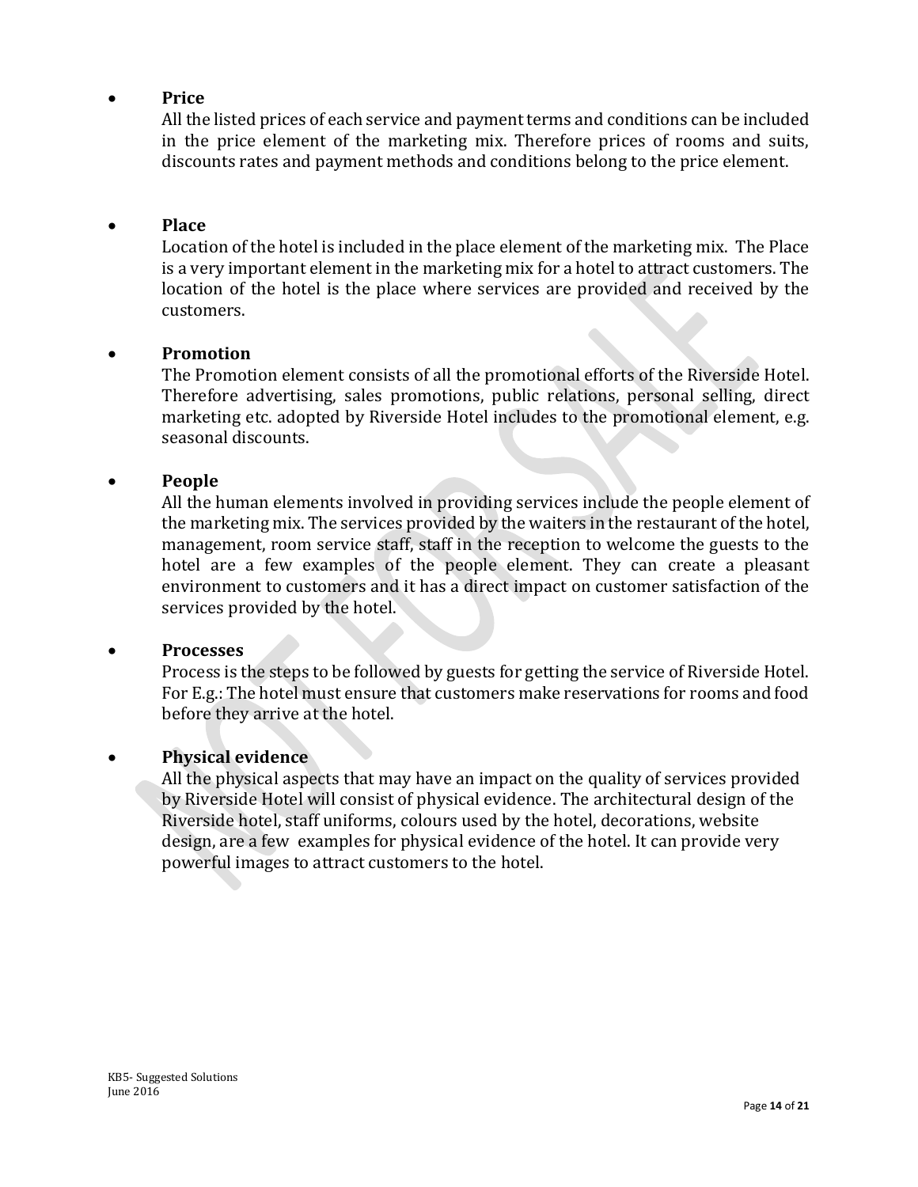- **Price**

  All the listed prices of each service and payment terms and conditions can be included in the price element of the marketing mix. Therefore prices of rooms and suits, discounts rates and payment methods and conditions belong to the price element.

- **Place**

  Location of the hotel is included in the place element of the marketing mix. The Place is a very important element in the marketing mix for a hotel to attract customers. The location of the hotel is the place where services are provided and received by the customers.

- **Promotion**

  The Promotion element consists of all the promotional efforts of the Riverside Hotel. Therefore advertising, sales promotions, public relations, personal selling, direct marketing etc. adopted by Riverside Hotel includes to the promotional element, e.g. seasonal discounts.

- **People**

  All the human elements involved in providing services include the people element of the marketing mix. The services provided by the waiters in the restaurant of the hotel, management, room service staff, staff in the reception to welcome the guests to the hotel are a few examples of the people element. They can create a pleasant environment to customers and it has a direct impact on customer satisfaction of the services provided by the hotel.

- **Processes**

  Process is the steps to be followed by guests for getting the service of Riverside Hotel. For E.g.: The hotel must ensure that customers make reservations for rooms and food before they arrive at the hotel.

- **Physical evidence**

  All the physical aspects that may have an impact on the quality of services provided by Riverside Hotel will consist of physical evidence. The architectural design of the Riverside hotel, staff uniforms, colours used by the hotel, decorations, website design, are a few examples for physical evidence of the hotel. It can provide very powerful images to attract customers to the hotel.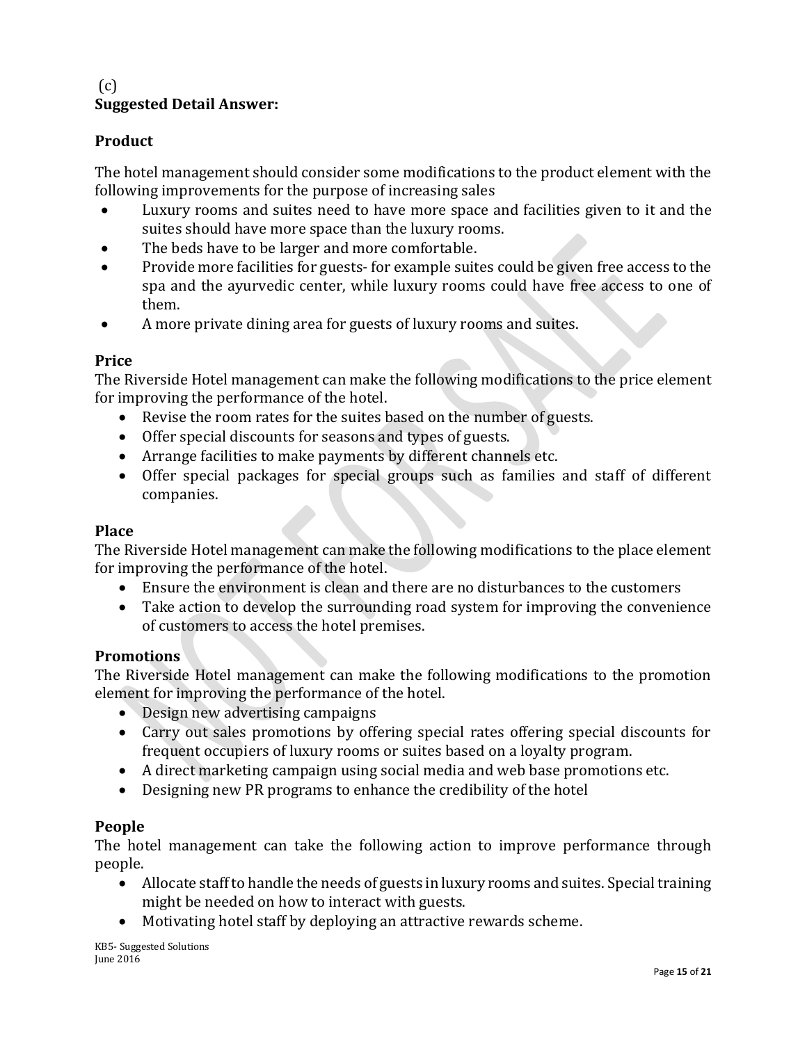(c)

**Suggested Detail Answer:**

### Product

The hotel management should consider some modifications to the product element with the following improvements for the purpose of increasing sales

- Luxury rooms and suites need to have more space and facilities given to it and the suites should have more space than the luxury rooms.
- The beds have to be larger and more comfortable.
- Provide more facilities for guests- for example suites could be given free access to the spa and the ayurvedic center, while luxury rooms could have free access to one of them.
- A more private dining area for guests of luxury rooms and suites.

### Price

The Riverside Hotel management can make the following modifications to the price element for improving the performance of the hotel.

- Revise the room rates for the suites based on the number of guests.
- Offer special discounts for seasons and types of guests.
- Arrange facilities to make payments by different channels etc.
- Offer special packages for special groups such as families and staff of different companies.

### Place

The Riverside Hotel management can make the following modifications to the place element for improving the performance of the hotel.

- Ensure the environment is clean and there are no disturbances to the customers
- Take action to develop the surrounding road system for improving the convenience of customers to access the hotel premises.

### Promotions

The Riverside Hotel management can make the following modifications to the promotion element for improving the performance of the hotel.

- Design new advertising campaigns
- Carry out sales promotions by offering special rates offering special discounts for frequent occupiers of luxury rooms or suites based on a loyalty program.
- A direct marketing campaign using social media and web base promotions etc.
- Designing new PR programs to enhance the credibility of the hotel

### People

The hotel management can take the following action to improve performance through people.

- Allocate staff to handle the needs of guests in luxury rooms and suites. Special training might be needed on how to interact with guests.
- Motivating hotel staff by deploying an attractive rewards scheme.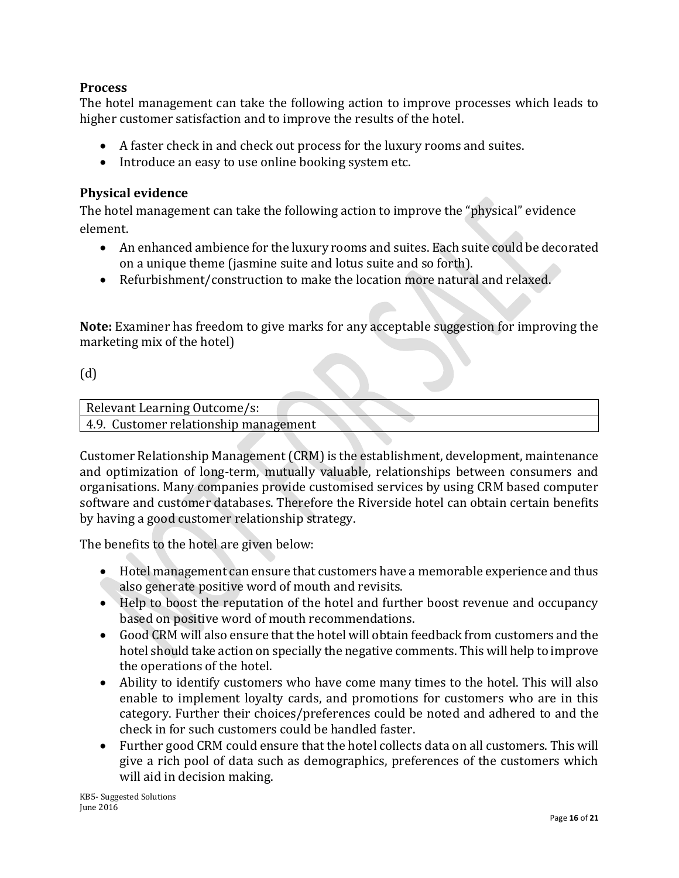**Process**

The hotel management can take the following action to improve processes which leads to higher customer satisfaction and to improve the results of the hotel.

- A faster check in and check out process for the luxury rooms and suites.
- Introduce an easy to use online booking system etc.

**Physical evidence**

The hotel management can take the following action to improve the "physical" evidence element.

- An enhanced ambience for the luxury rooms and suites. Each suite could be decorated on a unique theme (jasmine suite and lotus suite and so forth).
- Refurbishment/construction to make the location more natural and relaxed.

**Note:** Examiner has freedom to give marks for any acceptable suggestion for improving the marketing mix of the hotel)

(d)

| Relevant Learning Outcome/s: |
|---|
| 4.9. Customer relationship management |

Customer Relationship Management (CRM) is the establishment, development, maintenance and optimization of long-term, mutually valuable, relationships between consumers and organisations. Many companies provide customised services by using CRM based computer software and customer databases. Therefore the Riverside hotel can obtain certain benefits by having a good customer relationship strategy.

The benefits to the hotel are given below:

- Hotel management can ensure that customers have a memorable experience and thus also generate positive word of mouth and revisits.
- Help to boost the reputation of the hotel and further boost revenue and occupancy based on positive word of mouth recommendations.
- Good CRM will also ensure that the hotel will obtain feedback from customers and the hotel should take action on specially the negative comments. This will help to improve the operations of the hotel.
- Ability to identify customers who have come many times to the hotel. This will also enable to implement loyalty cards, and promotions for customers who are in this category. Further their choices/preferences could be noted and adhered to and the check in for such customers could be handled faster.
- Further good CRM could ensure that the hotel collects data on all customers. This will give a rich pool of data such as demographics, preferences of the customers which will aid in decision making.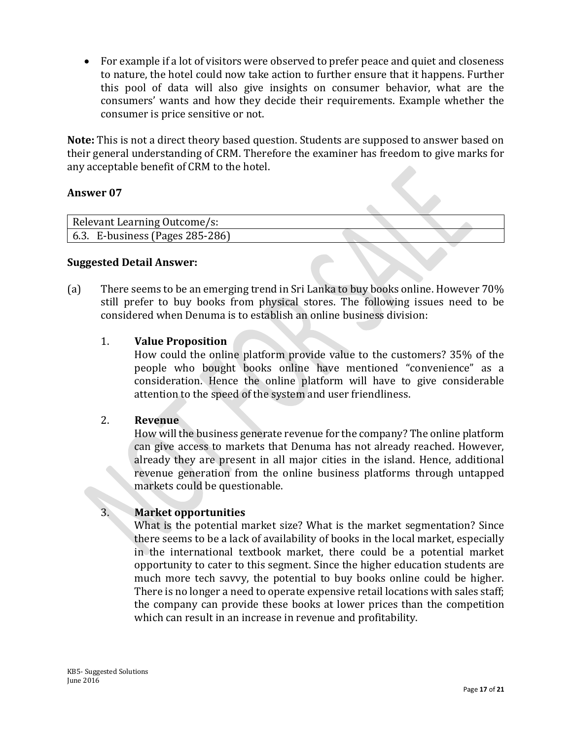- For example if a lot of visitors were observed to prefer peace and quiet and closeness to nature, the hotel could now take action to further ensure that it happens. Further this pool of data will also give insights on consumer behavior, what are the consumers' wants and how they decide their requirements. Example whether the consumer is price sensitive or not.

**Note:** This is not a direct theory based question. Students are supposed to answer based on their general understanding of CRM. Therefore the examiner has freedom to give marks for any acceptable benefit of CRM to the hotel.

### Answer 07

| Relevant Learning Outcome/s: |
| --- |
| 6.3. E-business (Pages 285-286) |

**Suggested Detail Answer:**

(a) There seems to be an emerging trend in Sri Lanka to buy books online. However 70% still prefer to buy books from physical stores. The following issues need to be considered when Denuma is to establish an online business division:

1. **Value Proposition**
   How could the online platform provide value to the customers? 35% of the people who bought books online have mentioned "convenience" as a consideration. Hence the online platform will have to give considerable attention to the speed of the system and user friendliness.

2. **Revenue**
   How will the business generate revenue for the company? The online platform can give access to markets that Denuma has not already reached. However, already they are present in all major cities in the island. Hence, additional revenue generation from the online business platforms through untapped markets could be questionable.

3. **Market opportunities**
   What is the potential market size? What is the market segmentation? Since there seems to be a lack of availability of books in the local market, especially in the international textbook market, there could be a potential market opportunity to cater to this segment. Since the higher education students are much more tech savvy, the potential to buy books online could be higher. There is no longer a need to operate expensive retail locations with sales staff; the company can provide these books at lower prices than the competition which can result in an increase in revenue and profitability.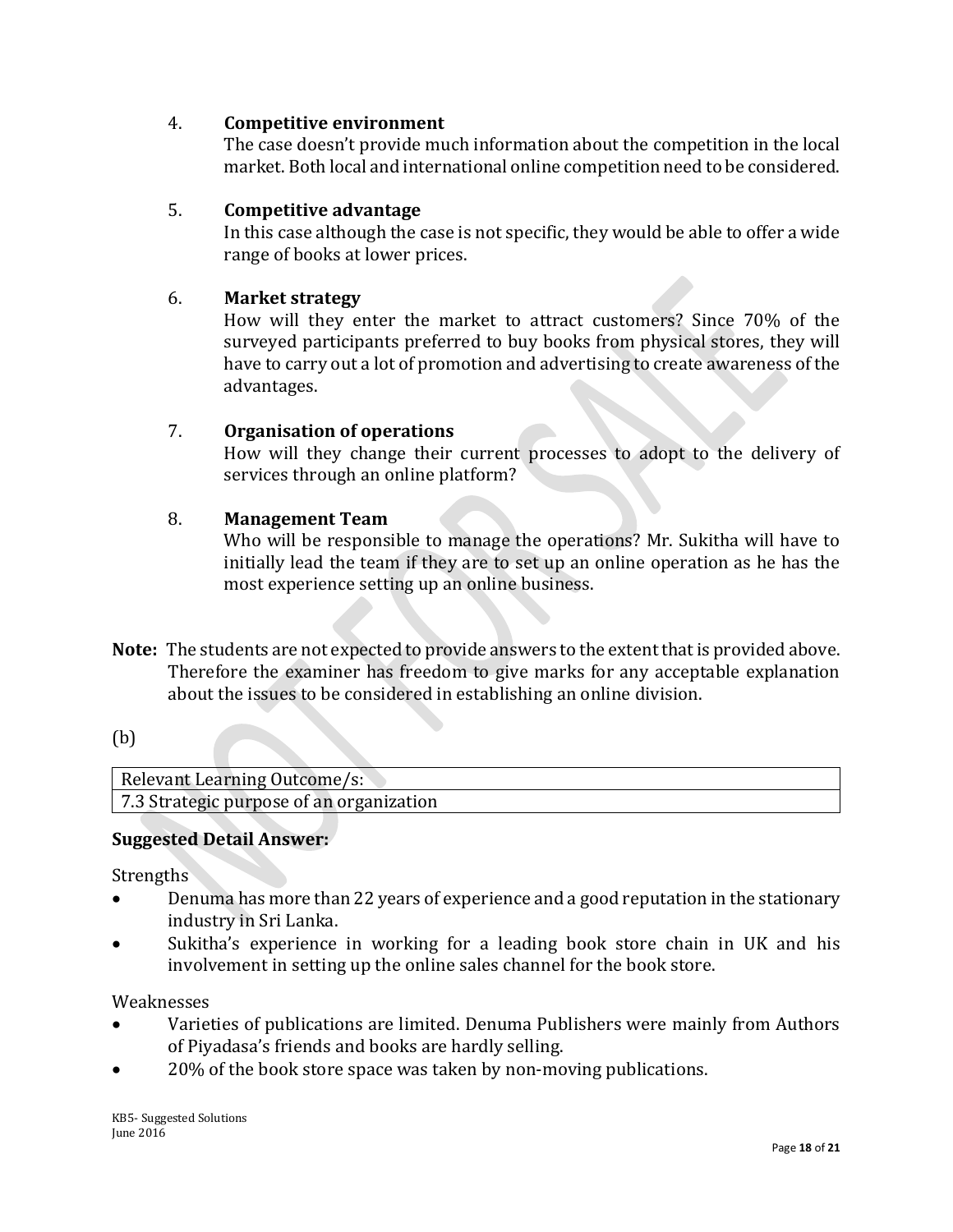4. **Competitive environment**
   The case doesn't provide much information about the competition in the local market. Both local and international online competition need to be considered.

5. **Competitive advantage**
   In this case although the case is not specific, they would be able to offer a wide range of books at lower prices.

6. **Market strategy**
   How will they enter the market to attract customers? Since 70% of the surveyed participants preferred to buy books from physical stores, they will have to carry out a lot of promotion and advertising to create awareness of the advantages.

7. **Organisation of operations**
   How will they change their current processes to adopt to the delivery of services through an online platform?

8. **Management Team**
   Who will be responsible to manage the operations? Mr. Sukitha will have to initially lead the team if they are to set up an online operation as he has the most experience setting up an online business.

**Note:** The students are not expected to provide answers to the extent that is provided above. Therefore the examiner has freedom to give marks for any acceptable explanation about the issues to be considered in establishing an online division.

(b)

| Relevant Learning Outcome/s: |
| --- |
| 7.3 Strategic purpose of an organization |

**Suggested Detail Answer:**

Strengths

- Denuma has more than 22 years of experience and a good reputation in the stationary industry in Sri Lanka.
- Sukitha's experience in working for a leading book store chain in UK and his involvement in setting up the online sales channel for the book store.

Weaknesses

- Varieties of publications are limited. Denuma Publishers were mainly from Authors of Piyadasa's friends and books are hardly selling.
- 20% of the book store space was taken by non-moving publications.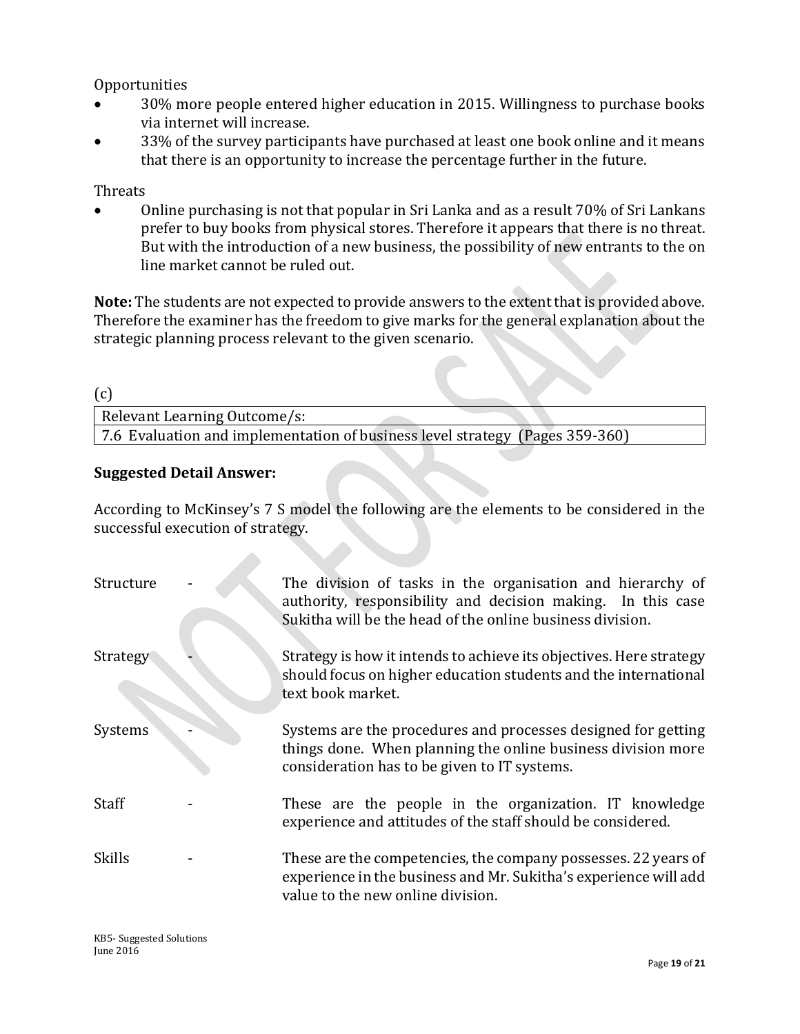Opportunities

- 30% more people entered higher education in 2015. Willingness to purchase books via internet will increase.
- 33% of the survey participants have purchased at least one book online and it means that there is an opportunity to increase the percentage further in the future.

Threats

- Online purchasing is not that popular in Sri Lanka and as a result 70% of Sri Lankans prefer to buy books from physical stores. Therefore it appears that there is no threat. But with the introduction of a new business, the possibility of new entrants to the on line market cannot be ruled out.

**Note:** The students are not expected to provide answers to the extent that is provided above. Therefore the examiner has the freedom to give marks for the general explanation about the strategic planning process relevant to the given scenario.

(c)

| Relevant Learning Outcome/s: |
|---|
| 7.6 Evaluation and implementation of business level strategy (Pages 359-360) |

**Suggested Detail Answer:**

According to McKinsey's 7 S model the following are the elements to be considered in the successful execution of strategy.

| | | |
|---|---|---|
| Structure | - | The division of tasks in the organisation and hierarchy of authority, responsibility and decision making. In this case Sukitha will be the head of the online business division. |
| Strategy | - | Strategy is how it intends to achieve its objectives. Here strategy should focus on higher education students and the international text book market. |
| Systems | - | Systems are the procedures and processes designed for getting things done. When planning the online business division more consideration has to be given to IT systems. |
| Staff | - | These are the people in the organization. IT knowledge experience and attitudes of the staff should be considered. |
| Skills | - | These are the competencies, the company possesses. 22 years of experience in the business and Mr. Sukitha's experience will add value to the new online division. |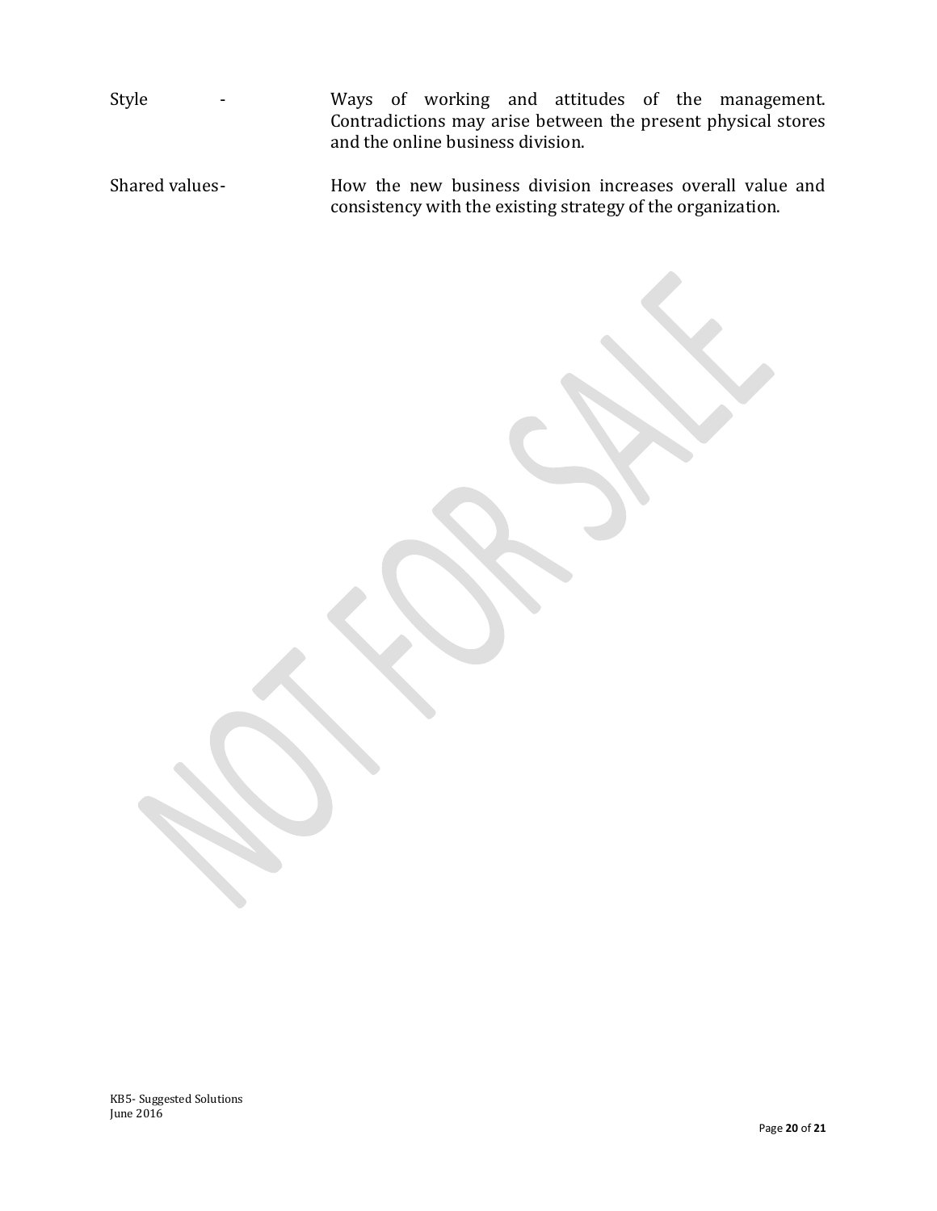Style - Ways of working and attitudes of the management. Contradictions may arise between the present physical stores and the online business division.

Shared values - How the new business division increases overall value and consistency with the existing strategy of the organization.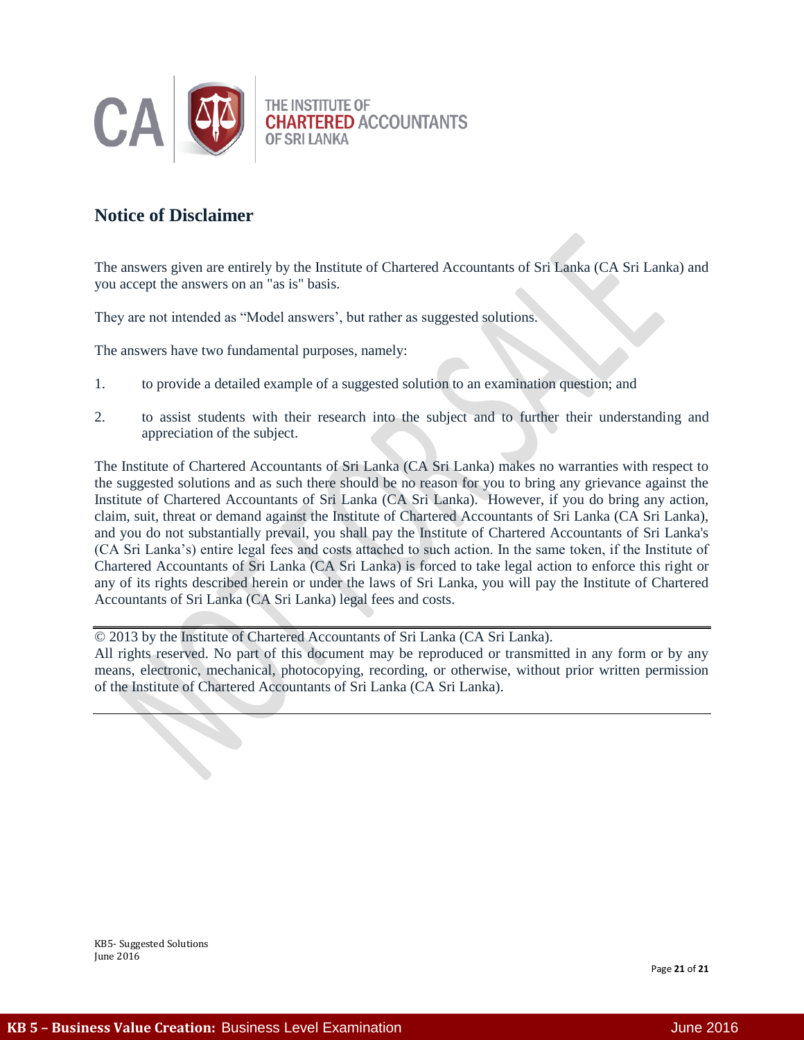THE INSTITUTE OF CHARTERED ACCOUNTANTS OF SRI LANKA

## Notice of Disclaimer

The answers given are entirely by the Institute of Chartered Accountants of Sri Lanka (CA Sri Lanka) and you accept the answers on an "as is" basis.

They are not intended as "Model answers', but rather as suggested solutions.

The answers have two fundamental purposes, namely:

1. to provide a detailed example of a suggested solution to an examination question; and

2. to assist students with their research into the subject and to further their understanding and appreciation of the subject.

The Institute of Chartered Accountants of Sri Lanka (CA Sri Lanka) makes no warranties with respect to the suggested solutions and as such there should be no reason for you to bring any grievance against the Institute of Chartered Accountants of Sri Lanka (CA Sri Lanka). However, if you do bring any action, claim, suit, threat or demand against the Institute of Chartered Accountants of Sri Lanka (CA Sri Lanka), and you do not substantially prevail, you shall pay the Institute of Chartered Accountants of Sri Lanka's (CA Sri Lanka's) entire legal fees and costs attached to such action. In the same token, if the Institute of Chartered Accountants of Sri Lanka (CA Sri Lanka) is forced to take legal action to enforce this right or any of its rights described herein or under the laws of Sri Lanka, you will pay the Institute of Chartered Accountants of Sri Lanka (CA Sri Lanka) legal fees and costs.

---

© 2013 by the Institute of Chartered Accountants of Sri Lanka (CA Sri Lanka).
All rights reserved. No part of this document may be reproduced or transmitted in any form or by any means, electronic, mechanical, photocopying, recording, or otherwise, without prior written permission of the Institute of Chartered Accountants of Sri Lanka (CA Sri Lanka).

---